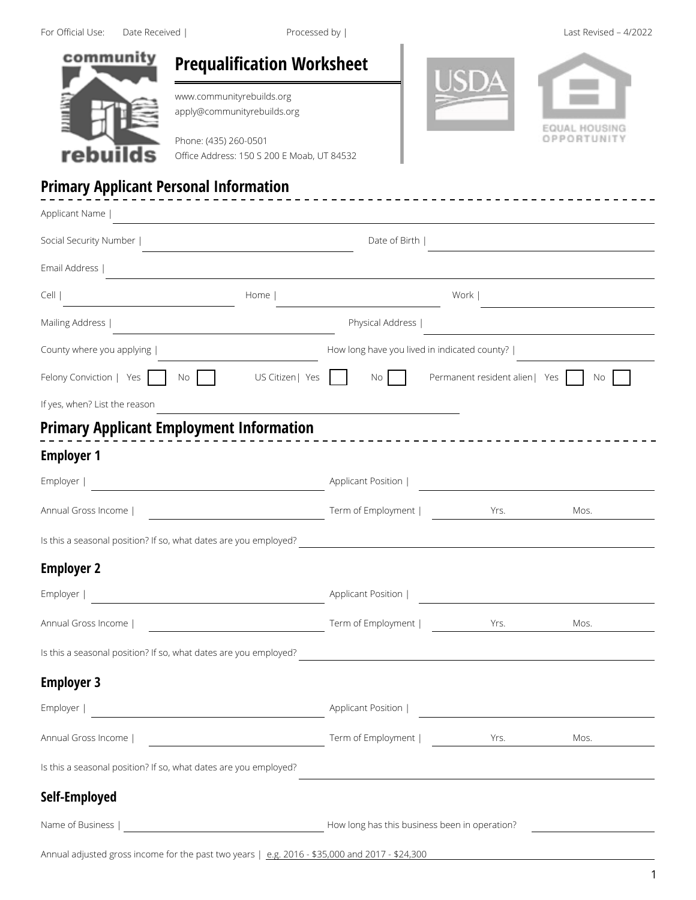For Official Use: Date Received | Processed by | Last Revised – 4/2022

# Prequalification Worksheet

community rebuilds

www.communityrebuilds.org
apply@communityrebuilds.org

Phone: (435) 260-0501
Office Address: 150 S 200 E Moab, UT 84532

USDA

EQUAL HOUSING OPPORTUNITY

## Primary Applicant Personal Information

Applicant Name | \_\_\_\_\_\_\_\_\_\_\_\_\_\_\_\_

Social Security Number | \_\_\_\_\_\_\_\_\_\_\_\_\_\_\_\_ Date of Birth | \_\_\_\_\_\_\_\_\_\_\_\_\_\_\_\_

Email Address | \_\_\_\_\_\_\_\_\_\_\_\_\_\_\_\_

Cell | \_\_\_\_\_\_\_\_\_\_\_\_\_\_\_\_ Home | \_\_\_\_\_\_\_\_\_\_\_\_\_\_\_\_ Work | \_\_\_\_\_\_\_\_\_\_\_\_\_\_\_\_

Mailing Address | \_\_\_\_\_\_\_\_\_\_\_\_\_\_\_\_ Physical Address | \_\_\_\_\_\_\_\_\_\_\_\_\_\_\_\_

County where you applying | \_\_\_\_\_\_\_\_\_\_\_\_\_\_\_\_ How long have you lived in indicated county? | \_\_\_\_\_\_\_\_\_\_\_\_\_\_\_\_

Felony Conviction | Yes ☐ No ☐ US Citizen| Yes ☐ No ☐ Permanent resident alien| Yes ☐ No ☐

If yes, when? List the reason \_\_\_\_\_\_\_\_\_\_\_\_\_\_\_\_

## Primary Applicant Employment Information

### Employer 1

Employer | \_\_\_\_\_\_\_\_\_\_\_\_\_\_\_\_ Applicant Position | \_\_\_\_\_\_\_\_\_\_\_\_\_\_\_\_

Annual Gross Income | \_\_\_\_\_\_\_\_\_\_\_\_\_\_\_\_ Term of Employment | \_\_\_\_\_ Yrs. \_\_\_\_\_ Mos.

Is this a seasonal position? If so, what dates are you employed? \_\_\_\_\_\_\_\_\_\_\_\_\_\_\_\_

### Employer 2

Employer | \_\_\_\_\_\_\_\_\_\_\_\_\_\_\_\_ Applicant Position | \_\_\_\_\_\_\_\_\_\_\_\_\_\_\_\_

Annual Gross Income | \_\_\_\_\_\_\_\_\_\_\_\_\_\_\_\_ Term of Employment | \_\_\_\_\_ Yrs. \_\_\_\_\_ Mos.

Is this a seasonal position? If so, what dates are you employed? \_\_\_\_\_\_\_\_\_\_\_\_\_\_\_\_

### Employer 3

Employer | \_\_\_\_\_\_\_\_\_\_\_\_\_\_\_\_ Applicant Position | \_\_\_\_\_\_\_\_\_\_\_\_\_\_\_\_

Annual Gross Income | \_\_\_\_\_\_\_\_\_\_\_\_\_\_\_\_ Term of Employment | \_\_\_\_\_ Yrs. \_\_\_\_\_ Mos.

Is this a seasonal position? If so, what dates are you employed? \_\_\_\_\_\_\_\_\_\_\_\_\_\_\_\_

### Self-Employed

Name of Business | \_\_\_\_\_\_\_\_\_\_\_\_\_\_\_\_ How long has this business been in operation? \_\_\_\_\_\_\_\_\_\_\_\_\_\_\_\_

Annual adjusted gross income for the past two years | e.g. 2016 - $35,000 and 2017 - $24,300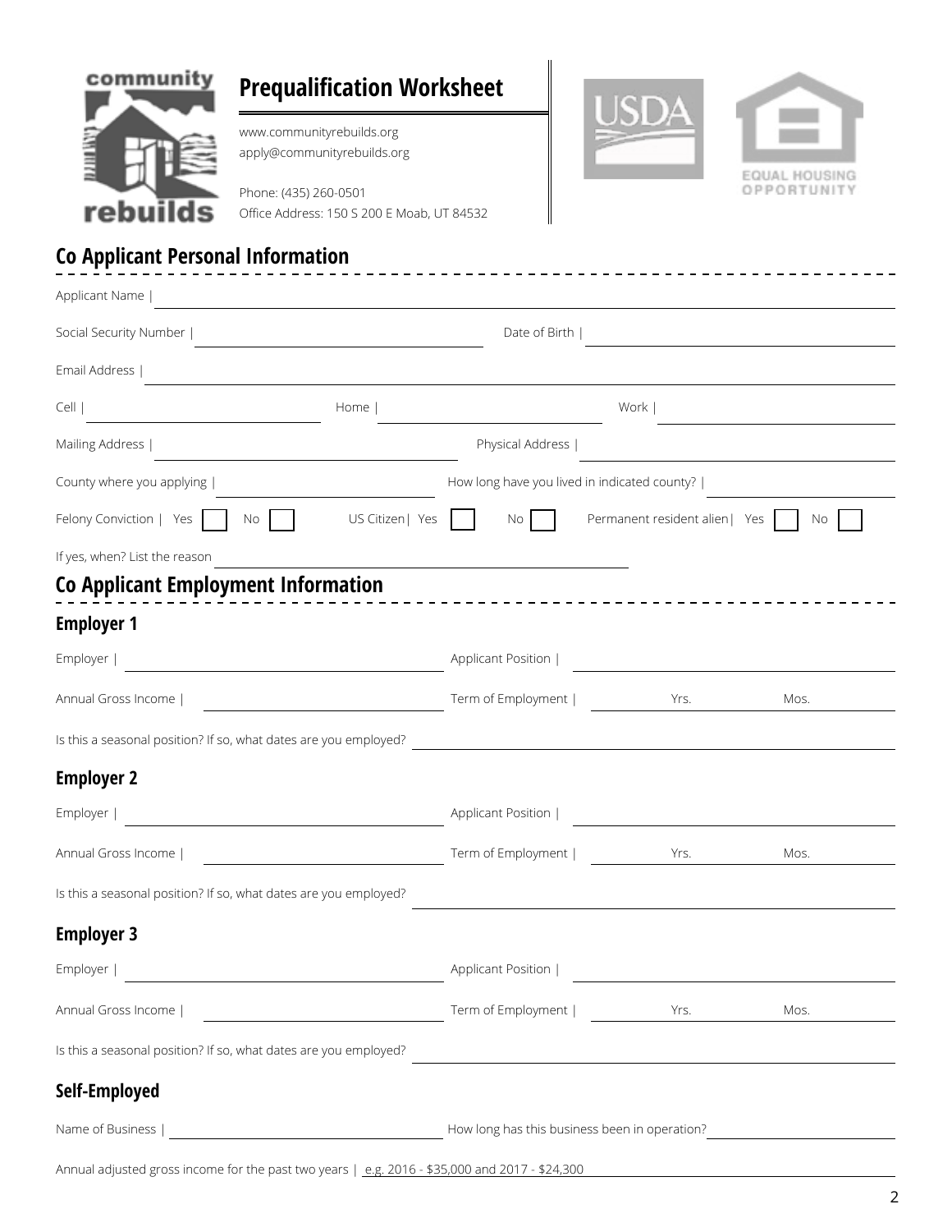# Prequalification Worksheet

www.communityrebuilds.org
apply@communityrebuilds.org

Phone: (435) 260-0501
Office Address: 150 S 200 E Moab, UT 84532

EQUAL HOUSING OPPORTUNITY

## Co Applicant Personal Information

Applicant Name | \_\_\_\_\_\_\_\_\_\_\_\_\_\_\_\_\_\_\_\_

Social Security Number | \_\_\_\_\_\_\_\_\_\_ Date of Birth | \_\_\_\_\_\_\_\_\_\_

Email Address | \_\_\_\_\_\_\_\_\_\_\_\_\_\_\_\_\_\_\_\_

Cell | \_\_\_\_\_\_\_\_\_\_ Home | \_\_\_\_\_\_\_\_\_\_ Work | \_\_\_\_\_\_\_\_\_\_

Mailing Address | \_\_\_\_\_\_\_\_\_\_ Physical Address | \_\_\_\_\_\_\_\_\_\_

County where you applying | \_\_\_\_\_\_\_\_\_\_ How long have you lived in indicated county? | \_\_\_\_\_\_\_\_\_\_

Felony Conviction | Yes ☐ No ☐ US Citizen| Yes ☐ No ☐ Permanent resident alien| Yes ☐ No ☐

If yes, when? List the reason \_\_\_\_\_\_\_\_\_\_

## Co Applicant Employment Information

### Employer 1

Employer | \_\_\_\_\_\_\_\_\_\_ Applicant Position | \_\_\_\_\_\_\_\_\_\_

Annual Gross Income | \_\_\_\_\_\_\_\_\_\_ Term of Employment | \_\_\_\_ Yrs. \_\_\_\_ Mos.

Is this a seasonal position? If so, what dates are you employed? \_\_\_\_\_\_\_\_\_\_

### Employer 2

Employer | \_\_\_\_\_\_\_\_\_\_ Applicant Position | \_\_\_\_\_\_\_\_\_\_

Annual Gross Income | \_\_\_\_\_\_\_\_\_\_ Term of Employment | \_\_\_\_ Yrs. \_\_\_\_ Mos.

Is this a seasonal position? If so, what dates are you employed? \_\_\_\_\_\_\_\_\_\_

### Employer 3

Employer | \_\_\_\_\_\_\_\_\_\_ Applicant Position | \_\_\_\_\_\_\_\_\_\_

Annual Gross Income | \_\_\_\_\_\_\_\_\_\_ Term of Employment | \_\_\_\_ Yrs. \_\_\_\_ Mos.

Is this a seasonal position? If so, what dates are you employed? \_\_\_\_\_\_\_\_\_\_

### Self-Employed

Name of Business | \_\_\_\_\_\_\_\_\_\_ How long has this business been in operation? \_\_\_\_\_\_\_\_\_\_

Annual adjusted gross income for the past two years | e.g. 2016 - $35,000 and 2017 - $24,300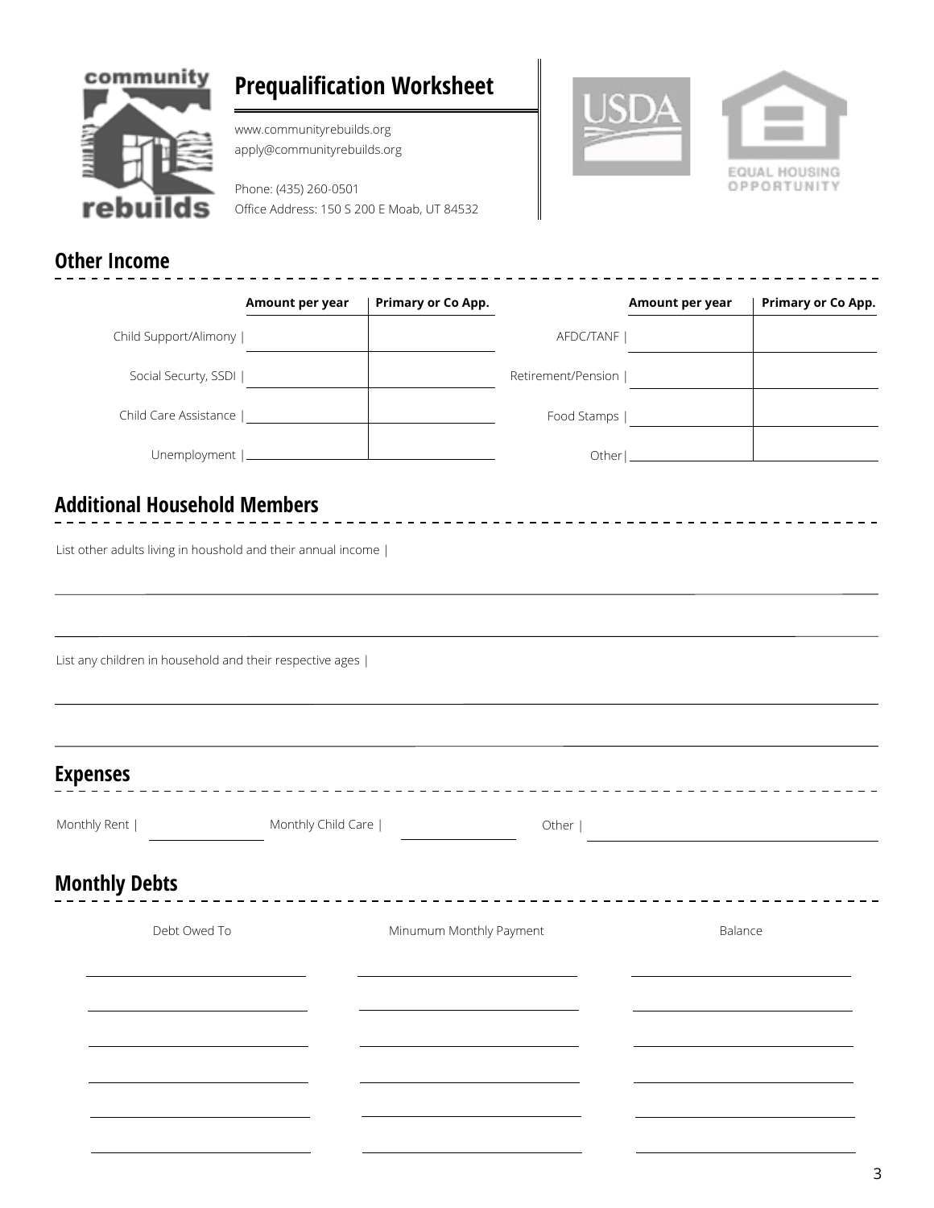# Prequalification Worksheet

www.communityrebuilds.org
apply@communityrebuilds.org

Phone: (435) 260-0501
Office Address: 150 S 200 E Moab, UT 84532

## Other Income

| | Amount per year | Primary or Co App. | | Amount per year | Primary or Co App. |
|---|---|---|---|---|---|
| Child Support/Alimony | | | AFDC/TANF | | |
| Social Securty, SSDI | | | Retirement/Pension | | |
| Child Care Assistance | | | Food Stamps | | |
| Unemployment | | | Other | | |

## Additional Household Members

List other adults living in houshold and their annual income |

List any children in household and their respective ages |

## Expenses

Monthly Rent | ____________ Monthly Child Care | ____________ Other | ____________

## Monthly Debts

| Debt Owed To | Minumum Monthly Payment | Balance |
|---|---|---|
| | | |
| | | |
| | | |
| | | |
| | | |
| | | |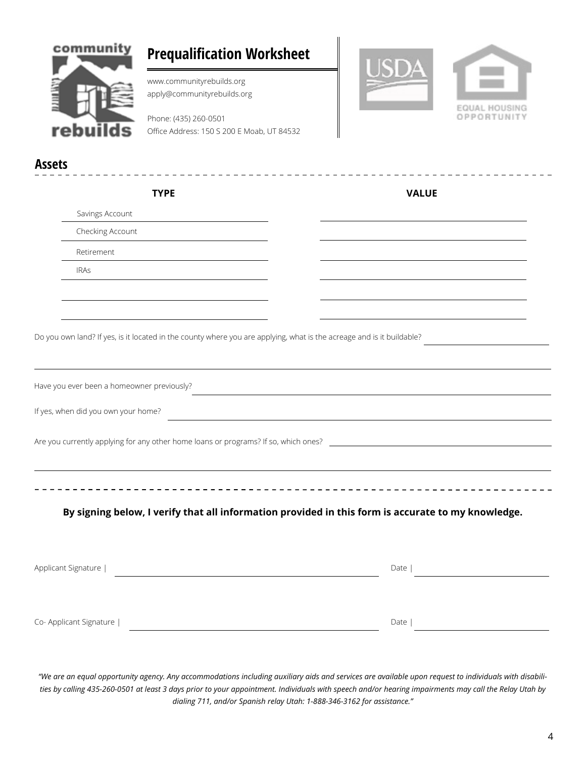# Prequalification Worksheet

www.communityrebuilds.org
apply@communityrebuilds.org

Phone: (435) 260-0501
Office Address: 150 S 200 E Moab, UT 84532

## Assets

| TYPE | VALUE |
| --- | --- |
| Savings Account | |
| Checking Account | |
| Retirement | |
| IRAs | |
| | |
| | |

Do you own land? If yes, is it located in the county where you are applying, what is the acreage and is it buildable? ______________________

Have you ever been a homeowner previously? ______________________

If yes, when did you own your home? ______________________

Are you currently applying for any other home loans or programs? If so, which ones? ______________________

**By signing below, I verify that all information provided in this form is accurate to my knowledge.**

Applicant Signature | ______________________ Date | ______________

Co- Applicant Signature | ______________________ Date | ______________

*"We are an equal opportunity agency. Any accommodations including auxiliary aids and services are available upon request to individuals with disabilities by calling 435-260-0501 at least 3 days prior to your appointment. Individuals with speech and/or hearing impairments may call the Relay Utah by dialing 711, and/or Spanish relay Utah: 1-888-346-3162 for assistance."*